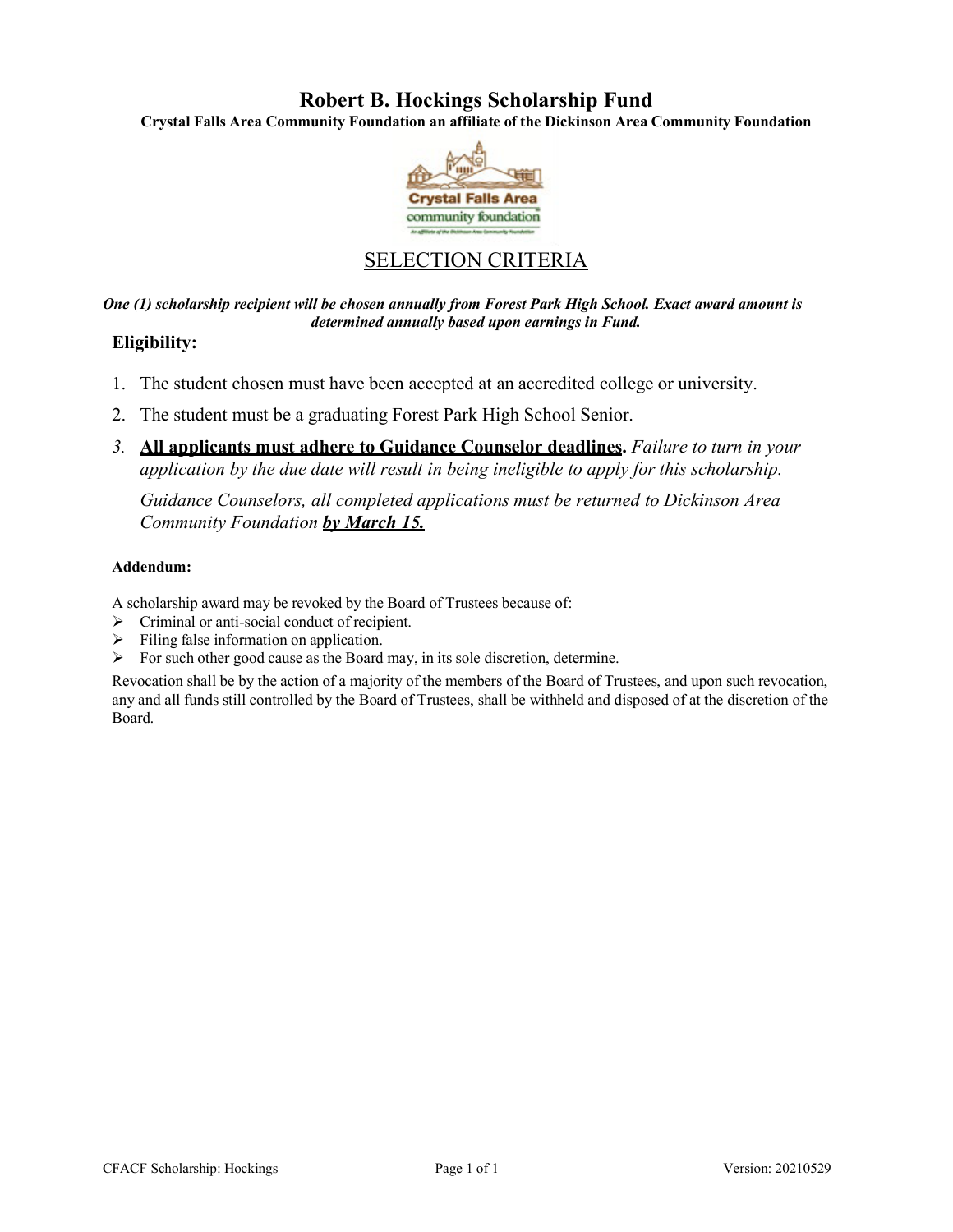# Robert B. Hockings Scholarship Fund

**Crystal Falls Area Community Foundation an affiliate of the Dickinson Area Community Foundation**

## SELECTION CRITERIA

***One (1) scholarship recipient will be chosen annually from Forest Park High School. Exact award amount is determined annually based upon earnings in Fund.***

### Eligibility:

1. The student chosen must have been accepted at an accredited college or university.
2. The student must be a graduating Forest Park High School Senior.
3. **All applicants must adhere to Guidance Counselor deadlines.** *Failure to turn in your application by the due date will result in being ineligible to apply for this scholarship.*

   *Guidance Counselors, all completed applications must be returned to Dickinson Area Community Foundation* ***by March 15.***

**Addendum:**

A scholarship award may be revoked by the Board of Trustees because of:

- Criminal or anti-social conduct of recipient.
- Filing false information on application.
- For such other good cause as the Board may, in its sole discretion, determine.

Revocation shall be by the action of a majority of the members of the Board of Trustees, and upon such revocation, any and all funds still controlled by the Board of Trustees, shall be withheld and disposed of at the discretion of the Board.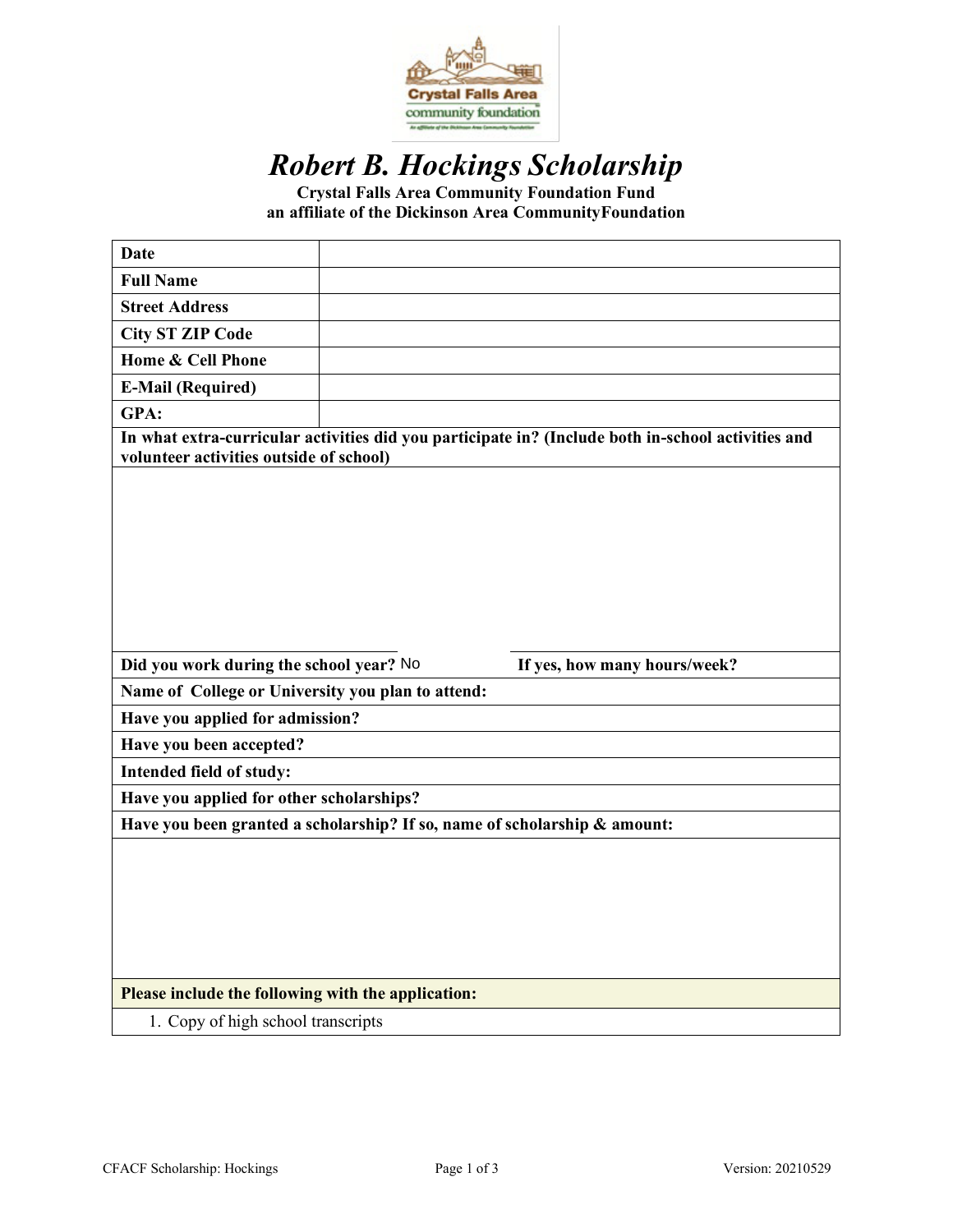# *Robert B. Hockings Scholarship*

**Crystal Falls Area Community Foundation Fund**
**an affiliate of the Dickinson Area CommunityFoundation**

| | |
|---|---|
| **Date** | |
| **Full Name** | |
| **Street Address** | |
| **City ST ZIP Code** | |
| **Home & Cell Phone** | |
| **E-Mail (Required)** | |
| **GPA:** | |

**In what extra-curricular activities did you participate in? (Include both in-school activities and volunteer activities outside of school)**

**Did you work during the school year?** No **If yes, how many hours/week?**

**Name of College or University you plan to attend:**

**Have you applied for admission?**

**Have you been accepted?**

**Intended field of study:**

**Have you applied for other scholarships?**

**Have you been granted a scholarship? If so, name of scholarship & amount:**

**Please include the following with the application:**

1. Copy of high school transcripts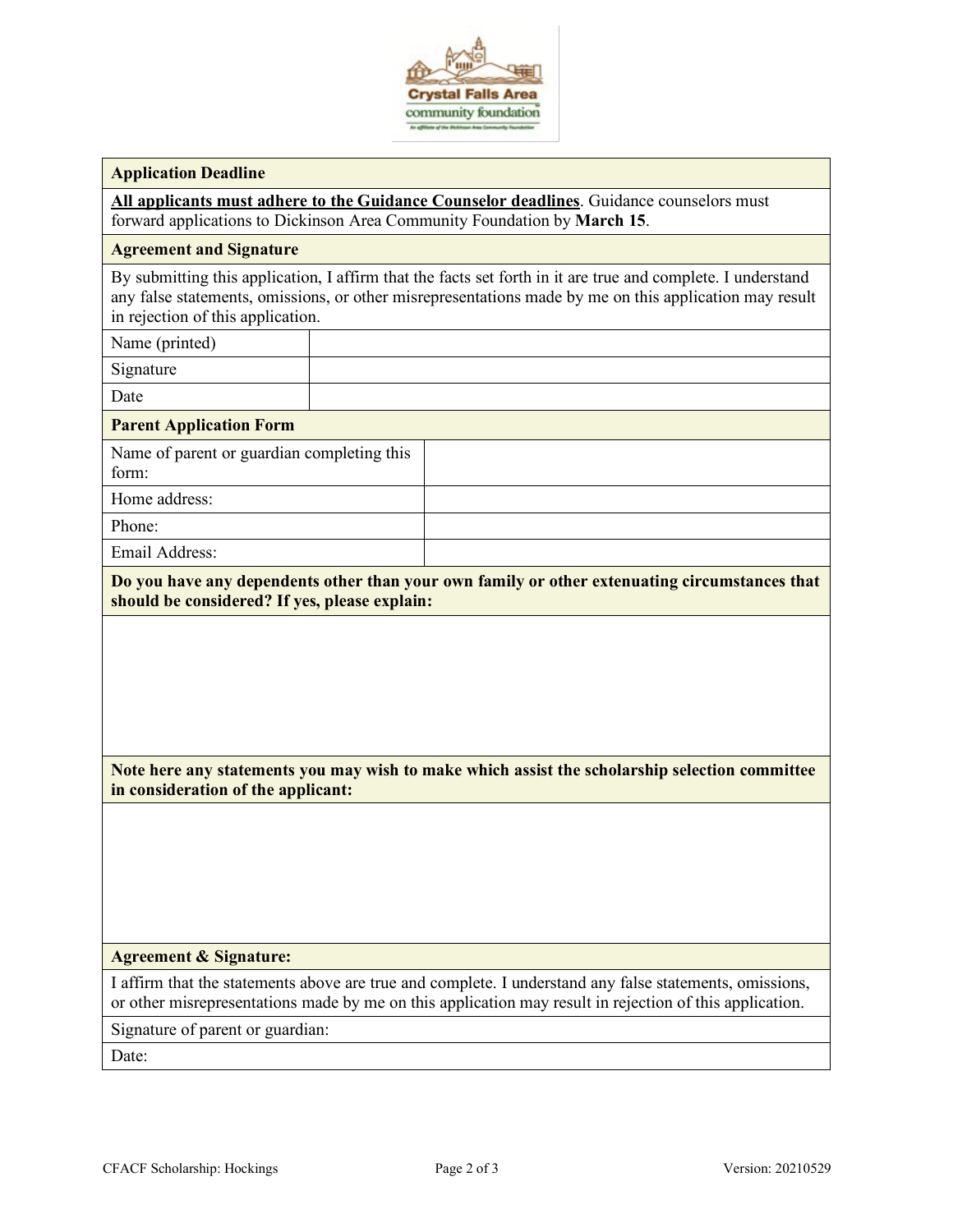| **Application Deadline** | |
|---|---|
| **All applicants must adhere to the Guidance Counselor deadlines**. Guidance counselors must forward applications to Dickinson Area Community Foundation by **March 15**. | |
| **Agreement and Signature** | |
| By submitting this application, I affirm that the facts set forth in it are true and complete. I understand any false statements, omissions, or other misrepresentations made by me on this application may result in rejection of this application. | |
| Name (printed) | |
| Signature | |
| Date | |

| **Parent Application Form** | |
|---|---|
| Name of parent or guardian completing this form: | |
| Home address: | |
| Phone: | |
| Email Address: | |

**Do you have any dependents other than your own family or other extenuating circumstances that should be considered? If yes, please explain:**

**Note here any statements you may wish to make which assist the scholarship selection committee in consideration of the applicant:**

| **Agreement & Signature:** |
|---|
| I affirm that the statements above are true and complete. I understand any false statements, omissions, or other misrepresentations made by me on this application may result in rejection of this application. |
| Signature of parent or guardian: |
| Date: |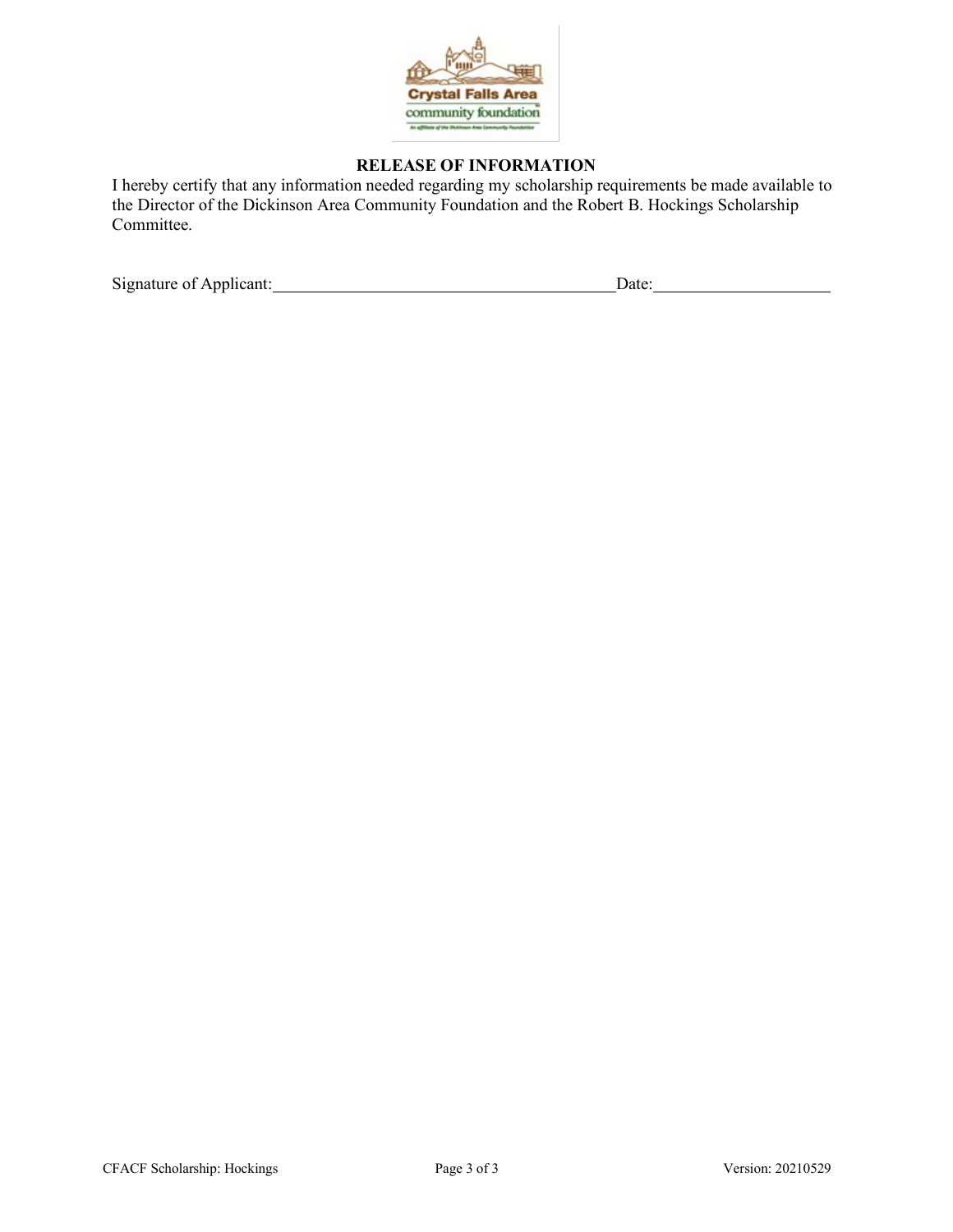## RELEASE OF INFORMATION

I hereby certify that any information needed regarding my scholarship requirements be made available to the Director of the Dickinson Area Community Foundation and the Robert B. Hockings Scholarship Committee.

Signature of Applicant:\_\_\_\_\_\_\_\_\_\_\_\_\_\_\_\_\_\_\_\_\_\_\_\_\_\_\_\_\_\_\_\_\_\_\_\_\_\_\_\_ Date:\_\_\_\_\_\_\_\_\_\_\_\_\_\_\_\_\_\_\_\_